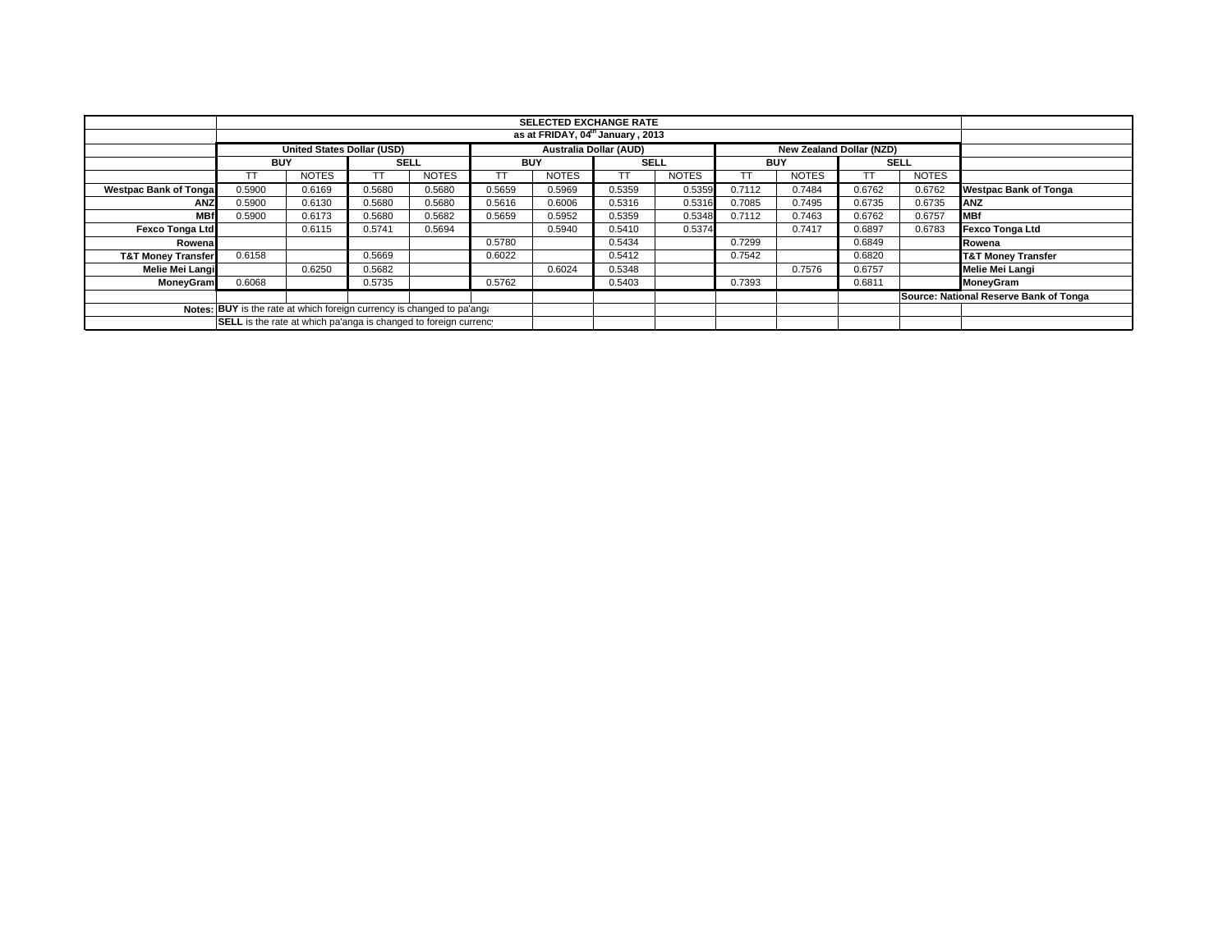| | SELECTED EXCHANGE RATE | | | | | | | | | | | | |
|---|---|---|---|---|---|---|---|---|---|---|---|---|---|
| | as at FRIDAY, 04[th] January , 2013 | | | | | | | | | | | | |
| | United States Dollar (USD) | | | | Australia Dollar (AUD) | | | | New Zealand Dollar (NZD) | | | | |
| | BUY | | SELL | | BUY | | SELL | | BUY | | SELL | | |
| | TT | NOTES | TT | NOTES | TT | NOTES | TT | NOTES | TT | NOTES | TT | NOTES | |
| Westpac Bank of Tonga | 0.5900 | 0.6169 | 0.5680 | 0.5680 | 0.5659 | 0.5969 | 0.5359 | 0.5359 | 0.7112 | 0.7484 | 0.6762 | 0.6762 | Westpac Bank of Tonga |
| ANZ | 0.5900 | 0.6130 | 0.5680 | 0.5680 | 0.5616 | 0.6006 | 0.5316 | 0.5316 | 0.7085 | 0.7495 | 0.6735 | 0.6735 | ANZ |
| MBf | 0.5900 | 0.6173 | 0.5680 | 0.5682 | 0.5659 | 0.5952 | 0.5359 | 0.5348 | 0.7112 | 0.7463 | 0.6762 | 0.6757 | MBf |
| Fexco Tonga Ltd | | 0.6115 | 0.5741 | 0.5694 | | 0.5940 | 0.5410 | 0.5374 | | 0.7417 | 0.6897 | 0.6783 | Fexco Tonga Ltd |
| Rowena | | | | | 0.5780 | | 0.5434 | | 0.7299 | | 0.6849 | | Rowena |
| T&T Money Transfer | 0.6158 | | 0.5669 | | 0.6022 | | 0.5412 | | 0.7542 | | 0.6820 | | T&T Money Transfer |
| Melie Mei Langi | | 0.6250 | 0.5682 | | | 0.6024 | 0.5348 | | | 0.7576 | 0.6757 | | Melie Mei Langi |
| MoneyGram | 0.6068 | | 0.5735 | | 0.5762 | | 0.5403 | | 0.7393 | | 0.6811 | | MoneyGram |
| | | | | | | | | | | | | | Source: National Reserve Bank of Tonga |
| Notes: | **BUY** is the rate at which foreign currency is changed to pa'anga | | | | | | | | | | | | |
| | **SELL** is the rate at which pa'anga is changed to foreign currency | | | | | | | | | | | | |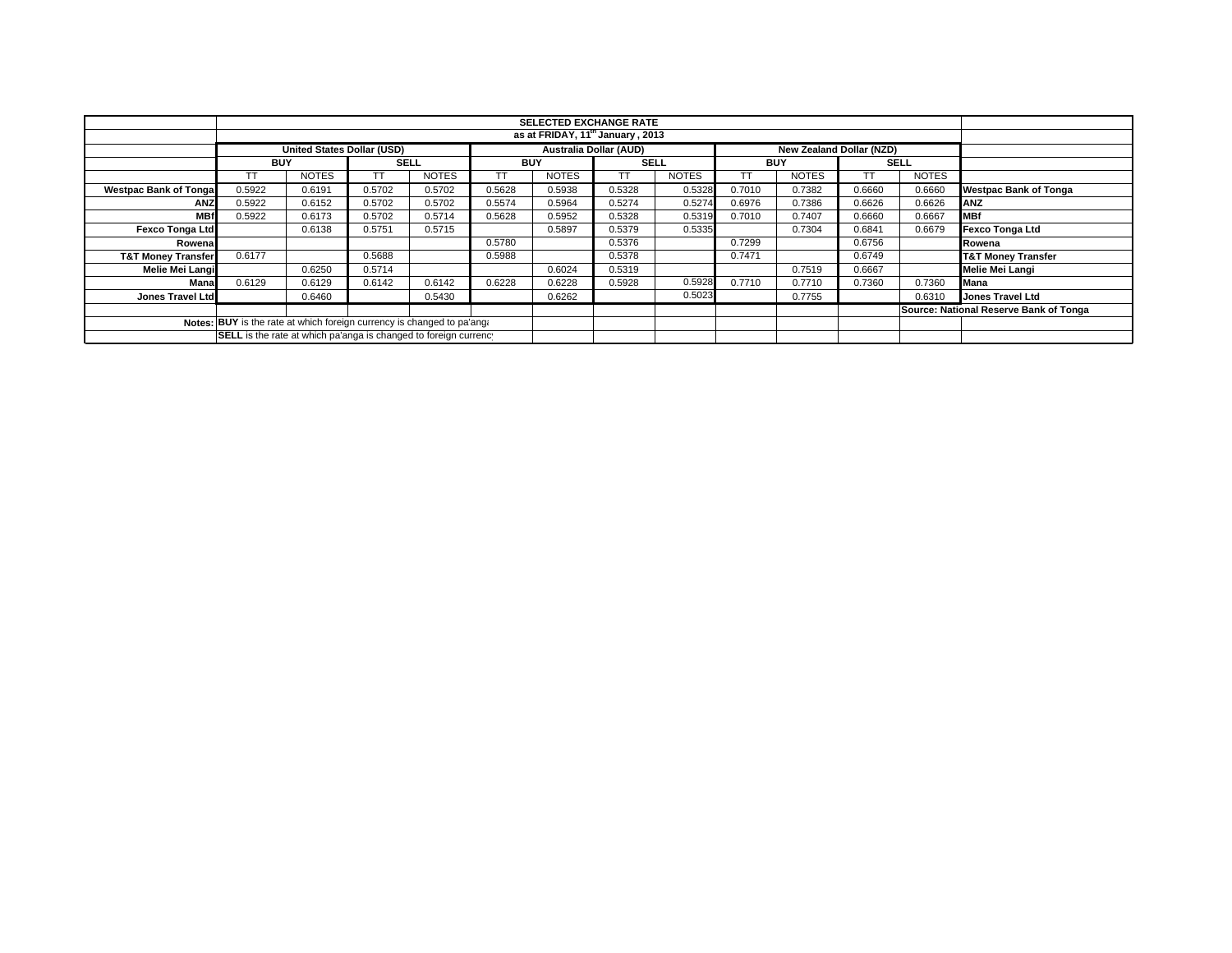| | SELECTED EXCHANGE RATE | | | | | | | | | | | | |
|---|---|---|---|---|---|---|---|---|---|---|---|---|---|
| | as at FRIDAY, 11th January , 2013 | | | | | | | | | | | | |
| | United States Dollar (USD) | | | | Australia Dollar (AUD) | | | | New Zealand Dollar (NZD) | | | | |
| | BUY | | SELL | | BUY | | SELL | | BUY | | SELL | | |
| | TT | NOTES | TT | NOTES | TT | NOTES | TT | NOTES | TT | NOTES | TT | NOTES | |
| Westpac Bank of Tonga | 0.5922 | 0.6191 | 0.5702 | 0.5702 | 0.5628 | 0.5938 | 0.5328 | 0.5328 | 0.7010 | 0.7382 | 0.6660 | 0.6660 | Westpac Bank of Tonga |
| ANZ | 0.5922 | 0.6152 | 0.5702 | 0.5702 | 0.5574 | 0.5964 | 0.5274 | 0.5274 | 0.6976 | 0.7386 | 0.6626 | 0.6626 | ANZ |
| MBf | 0.5922 | 0.6173 | 0.5702 | 0.5714 | 0.5628 | 0.5952 | 0.5328 | 0.5319 | 0.7010 | 0.7407 | 0.6660 | 0.6667 | MBf |
| Fexco Tonga Ltd | | 0.6138 | 0.5751 | 0.5715 | | 0.5897 | 0.5379 | 0.5335 | | 0.7304 | 0.6841 | 0.6679 | Fexco Tonga Ltd |
| Rowena | | | | | 0.5780 | | 0.5376 | | 0.7299 | | 0.6756 | | Rowena |
| T&T Money Transfer | 0.6177 | | 0.5688 | | 0.5988 | | 0.5378 | | 0.7471 | | 0.6749 | | T&T Money Transfer |
| Melie Mei Langi | | 0.6250 | 0.5714 | | | 0.6024 | 0.5319 | | | 0.7519 | 0.6667 | | Melie Mei Langi |
| Mana | 0.6129 | 0.6129 | 0.6142 | 0.6142 | 0.6228 | 0.6228 | 0.5928 | 0.5928 | 0.7710 | 0.7710 | 0.7360 | 0.7360 | Mana |
| Jones Travel Ltd | | 0.6460 | | 0.5430 | | 0.6262 | | 0.5023 | | 0.7755 | | 0.6310 | Jones Travel Ltd |
| | | | | | | | | | | | | | Source: National Reserve Bank of Tonga |
| Notes: | **BUY** is the rate at which foreign currency is changed to pa'anga | | | | | | | | | | | | |
| | **SELL** is the rate at which pa'anga is changed to foreign currency | | | | | | | | | | | | |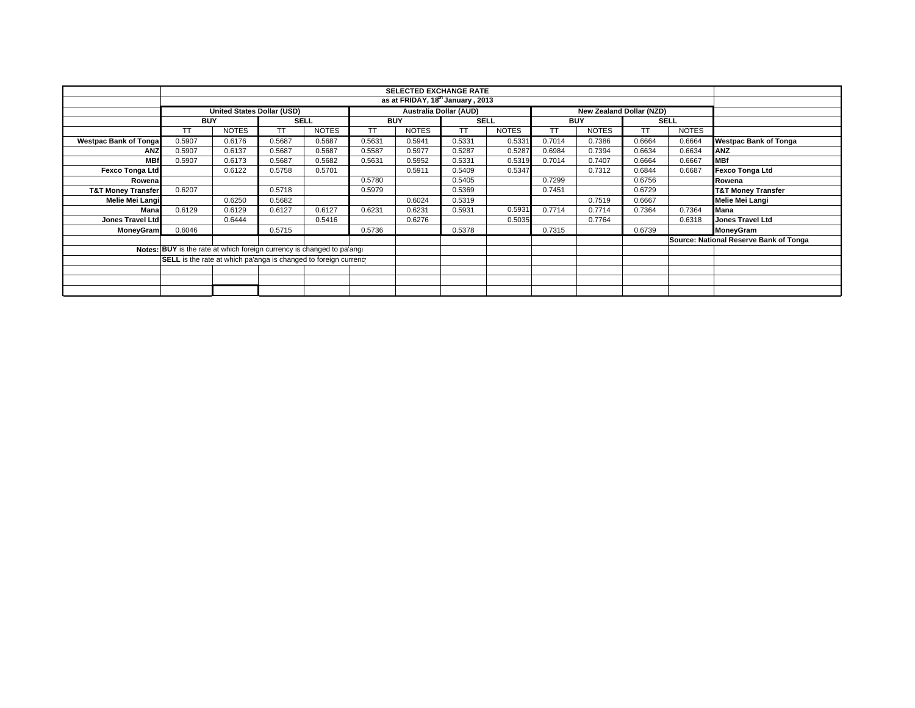## SELECTED EXCHANGE RATE

### as at FRIDAY, 18th January , 2013

| | United States Dollar (USD) | | | | Australia Dollar (AUD) | | | | New Zealand Dollar (NZD) | | | | |
|---|---|---|---|---|---|---|---|---|---|---|---|---|---|
| | BUY | | SELL | | BUY | | SELL | | BUY | | SELL | | |
| | TT | NOTES | TT | NOTES | TT | NOTES | TT | NOTES | TT | NOTES | TT | NOTES | |
| **Westpac Bank of Tonga** | 0.5907 | 0.6176 | 0.5687 | 0.5687 | 0.5631 | 0.5941 | 0.5331 | 0.5331 | 0.7014 | 0.7386 | 0.6664 | 0.6664 | **Westpac Bank of Tonga** |
| **ANZ** | 0.5907 | 0.6137 | 0.5687 | 0.5687 | 0.5587 | 0.5977 | 0.5287 | 0.5287 | 0.6984 | 0.7394 | 0.6634 | 0.6634 | **ANZ** |
| **MBf** | 0.5907 | 0.6173 | 0.5687 | 0.5682 | 0.5631 | 0.5952 | 0.5331 | 0.5319 | 0.7014 | 0.7407 | 0.6664 | 0.6667 | **MBf** |
| **Fexco Tonga Ltd** | | 0.6122 | 0.5758 | 0.5701 | | 0.5911 | 0.5409 | 0.5347 | | 0.7312 | 0.6844 | 0.6687 | **Fexco Tonga Ltd** |
| **Rowena** | | | | | 0.5780 | | 0.5405 | | 0.7299 | | 0.6756 | | **Rowena** |
| **T&T Money Transfer** | 0.6207 | | 0.5718 | | 0.5979 | | 0.5369 | | 0.7451 | | 0.6729 | | **T&T Money Transfer** |
| **Melie Mei Langi** | | 0.6250 | 0.5682 | | | 0.6024 | 0.5319 | | | 0.7519 | 0.6667 | | **Melie Mei Langi** |
| **Mana** | 0.6129 | 0.6129 | 0.6127 | 0.6127 | 0.6231 | 0.6231 | 0.5931 | 0.5931 | 0.7714 | 0.7714 | 0.7364 | 0.7364 | **Mana** |
| **Jones Travel Ltd** | | 0.6444 | | 0.5416 | | 0.6276 | | 0.5035 | | 0.7764 | | 0.6318 | **Jones Travel Ltd** |
| **MoneyGram** | 0.6046 | | 0.5715 | | 0.5736 | | 0.5378 | | 0.7315 | | 0.6739 | | **MoneyGram** |

**Source: National Reserve Bank of Tonga**

**Notes:** **BUY** is the rate at which foreign currency is changed to pa'anga

**SELL** is the rate at which pa'anga is changed to foreign currency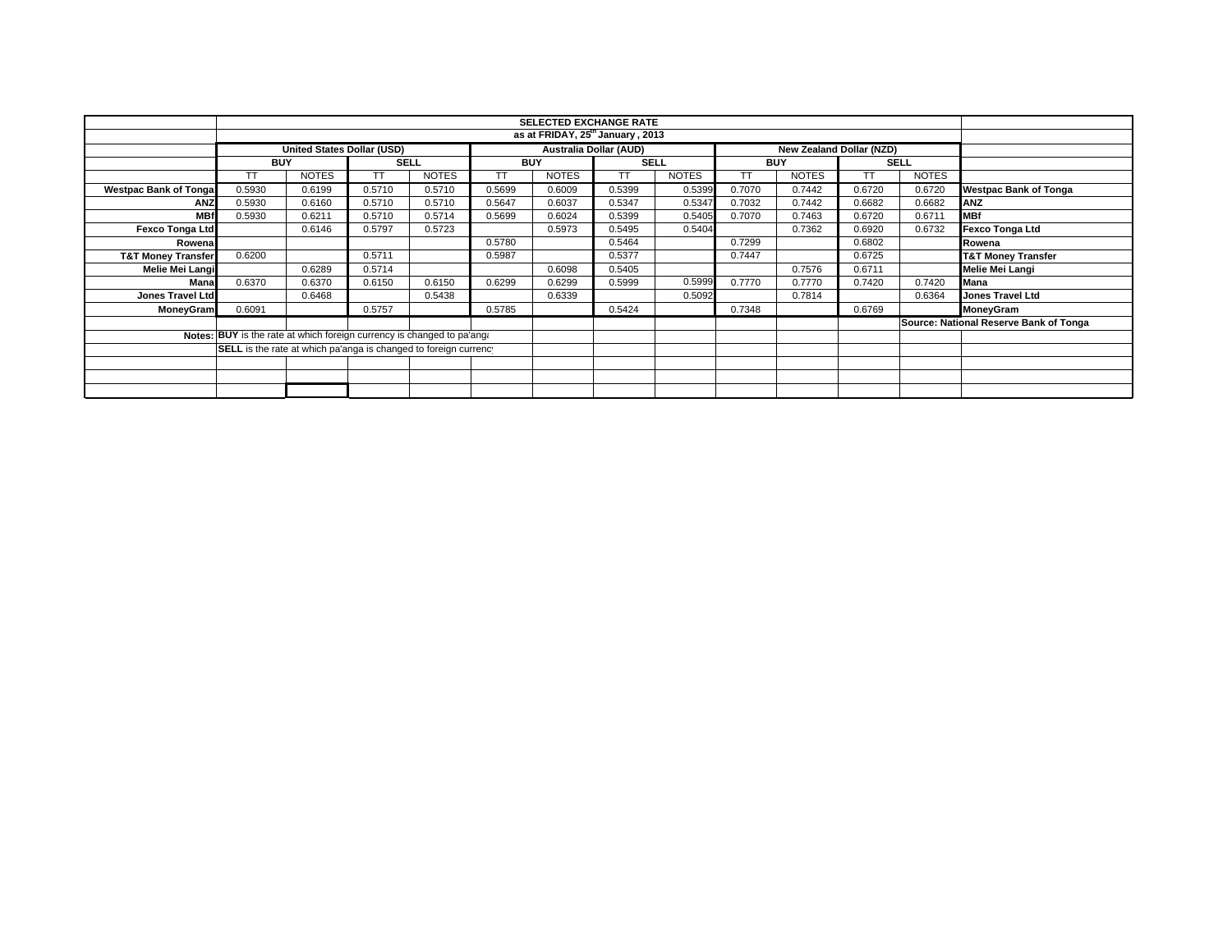| | SELECTED EXCHANGE RATE | | | | | | | | | | | | |
|---|---|---|---|---|---|---|---|---|---|---|---|---|---|
| | as at FRIDAY, 25th January , 2013 | | | | | | | | | | | | |
| | United States Dollar (USD) | | | | Australia Dollar (AUD) | | | | New Zealand Dollar (NZD) | | | | |
| | BUY | | SELL | | BUY | | SELL | | BUY | | SELL | | |
| | TT | NOTES | TT | NOTES | TT | NOTES | TT | NOTES | TT | NOTES | TT | NOTES | |
| Westpac Bank of Tonga | 0.5930 | 0.6199 | 0.5710 | 0.5710 | 0.5699 | 0.6009 | 0.5399 | 0.5399 | 0.7070 | 0.7442 | 0.6720 | 0.6720 | Westpac Bank of Tonga |
| ANZ | 0.5930 | 0.6160 | 0.5710 | 0.5710 | 0.5647 | 0.6037 | 0.5347 | 0.5347 | 0.7032 | 0.7442 | 0.6682 | 0.6682 | ANZ |
| MBf | 0.5930 | 0.6211 | 0.5710 | 0.5714 | 0.5699 | 0.6024 | 0.5399 | 0.5405 | 0.7070 | 0.7463 | 0.6720 | 0.6711 | MBf |
| Fexco Tonga Ltd | | 0.6146 | 0.5797 | 0.5723 | | 0.5973 | 0.5495 | 0.5404 | | 0.7362 | 0.6920 | 0.6732 | Fexco Tonga Ltd |
| Rowena | | | | | 0.5780 | | 0.5464 | | 0.7299 | | 0.6802 | | Rowena |
| T&T Money Transfer | 0.6200 | | 0.5711 | | 0.5987 | | 0.5377 | | 0.7447 | | 0.6725 | | T&T Money Transfer |
| Melie Mei Langi | | 0.6289 | 0.5714 | | | 0.6098 | 0.5405 | | | 0.7576 | 0.6711 | | Melie Mei Langi |
| Mana | 0.6370 | 0.6370 | 0.6150 | 0.6150 | 0.6299 | 0.6299 | 0.5999 | 0.5999 | 0.7770 | 0.7770 | 0.7420 | 0.7420 | Mana |
| Jones Travel Ltd | | 0.6468 | | 0.5438 | | 0.6339 | | 0.5092 | | 0.7814 | | 0.6364 | Jones Travel Ltd |
| MoneyGram | 0.6091 | | 0.5757 | | 0.5785 | | 0.5424 | | 0.7348 | | 0.6769 | | MoneyGram |
| | | | | | | | | | | | | | Source: National Reserve Bank of Tonga |
| Notes: | **BUY** is the rate at which foreign currency is changed to pa'anga | | | | | | | | | | | | |
| | **SELL** is the rate at which pa'anga is changed to foreign currency | | | | | | | | | | | | |